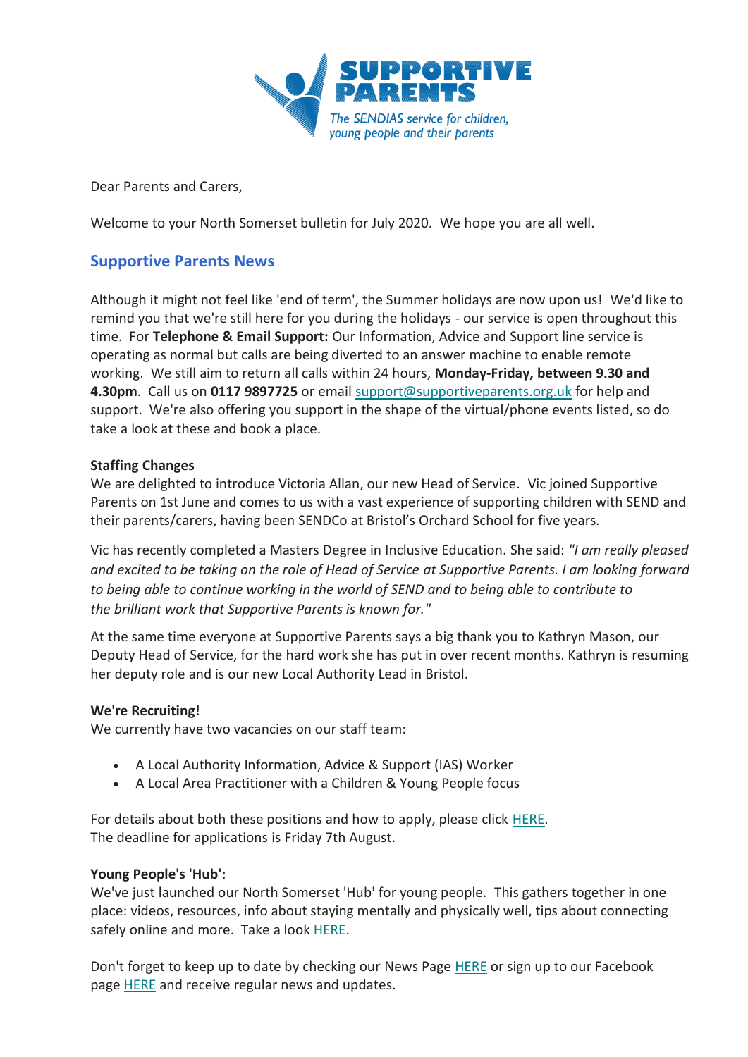**SUPPORTIVE PARENTS**

*The SENDIAS service for children, young people and their parents*

Dear Parents and Carers,

Welcome to your North Somerset bulletin for July 2020. We hope you are all well.

## Supportive Parents News

Although it might not feel like 'end of term', the Summer holidays are now upon us! We'd like to remind you that we're still here for you during the holidays - our service is open throughout this time. For **Telephone & Email Support:** Our Information, Advice and Support line service is operating as normal but calls are being diverted to an answer machine to enable remote working. We still aim to return all calls within 24 hours, **Monday-Friday, between 9.30 and 4.30pm**. Call us on **0117 9897725** or email support@supportiveparents.org.uk for help and support. We're also offering you support in the shape of the virtual/phone events listed, so do take a look at these and book a place.

**Staffing Changes**

We are delighted to introduce Victoria Allan, our new Head of Service. Vic joined Supportive Parents on 1st June and comes to us with a vast experience of supporting children with SEND and their parents/carers, having been SENDCo at Bristol's Orchard School for five years.

Vic has recently completed a Masters Degree in Inclusive Education. She said: *"I am really pleased and excited to be taking on the role of Head of Service at Supportive Parents. I am looking forward to being able to continue working in the world of SEND and to being able to contribute to the brilliant work that Supportive Parents is known for."*

At the same time everyone at Supportive Parents says a big thank you to Kathryn Mason, our Deputy Head of Service, for the hard work she has put in over recent months. Kathryn is resuming her deputy role and is our new Local Authority Lead in Bristol.

**We're Recruiting!**

We currently have two vacancies on our staff team:

- A Local Authority Information, Advice & Support (IAS) Worker
- A Local Area Practitioner with a Children & Young People focus

For details about both these positions and how to apply, please click HERE.
The deadline for applications is Friday 7th August.

**Young People's 'Hub':**

We've just launched our North Somerset 'Hub' for young people. This gathers together in one place: videos, resources, info about staying mentally and physically well, tips about connecting safely online and more. Take a look HERE.

Don't forget to keep up to date by checking our News Page HERE or sign up to our Facebook page HERE and receive regular news and updates.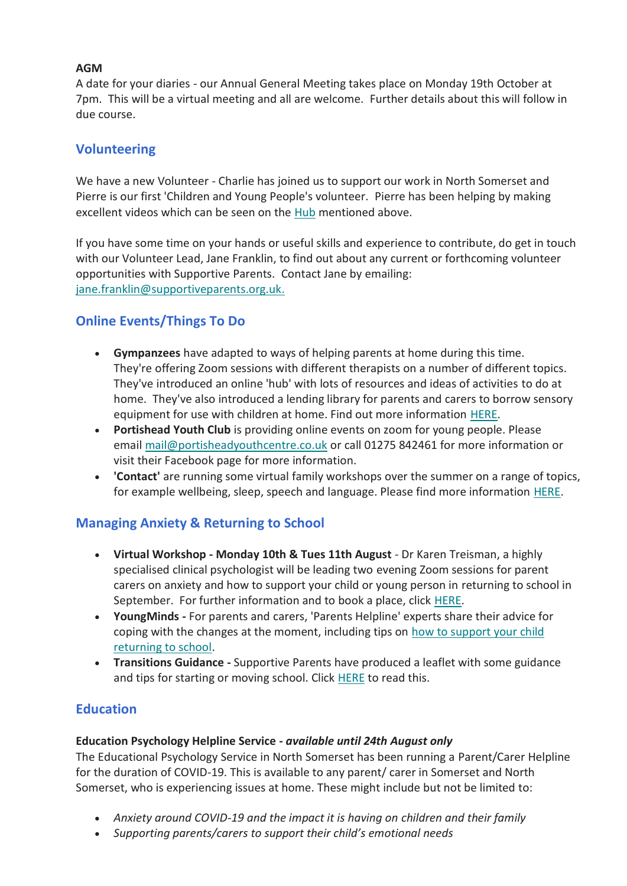**AGM**
A date for your diaries - our Annual General Meeting takes place on Monday 19th October at 7pm. This will be a virtual meeting and all are welcome. Further details about this will follow in due course.

## Volunteering

We have a new Volunteer - Charlie has joined us to support our work in North Somerset and Pierre is our first 'Children and Young People's volunteer. Pierre has been helping by making excellent videos which can be seen on the Hub mentioned above.

If you have some time on your hands or useful skills and experience to contribute, do get in touch with our Volunteer Lead, Jane Franklin, to find out about any current or forthcoming volunteer opportunities with Supportive Parents. Contact Jane by emailing: jane.franklin@supportiveparents.org.uk.

## Online Events/Things To Do

- **Gympanzees** have adapted to ways of helping parents at home during this time. They're offering Zoom sessions with different therapists on a number of different topics. They've introduced an online 'hub' with lots of resources and ideas of activities to do at home. They've also introduced a lending library for parents and carers to borrow sensory equipment for use with children at home. Find out more information HERE.
- **Portishead Youth Club** is providing online events on zoom for young people. Please email mail@portisheadyouthcentre.co.uk or call 01275 842461 for more information or visit their Facebook page for more information.
- **'Contact'** are running some virtual family workshops over the summer on a range of topics, for example wellbeing, sleep, speech and language. Please find more information HERE.

## Managing Anxiety & Returning to School

- **Virtual Workshop - Monday 10th & Tues 11th August** - Dr Karen Treisman, a highly specialised clinical psychologist will be leading two evening Zoom sessions for parent carers on anxiety and how to support your child or young person in returning to school in September. For further information and to book a place, click HERE.
- **YoungMinds -** For parents and carers, 'Parents Helpline' experts share their advice for coping with the changes at the moment, including tips on how to support your child returning to school.
- **Transitions Guidance -** Supportive Parents have produced a leaflet with some guidance and tips for starting or moving school. Click HERE to read this.

## Education

**Education Psychology Helpline Service - *available until 24th August only***
The Educational Psychology Service in North Somerset has been running a Parent/Carer Helpline for the duration of COVID-19. This is available to any parent/ carer in Somerset and North Somerset, who is experiencing issues at home. These might include but not be limited to:

- *Anxiety around COVID-19 and the impact it is having on children and their family*
- *Supporting parents/carers to support their child's emotional needs*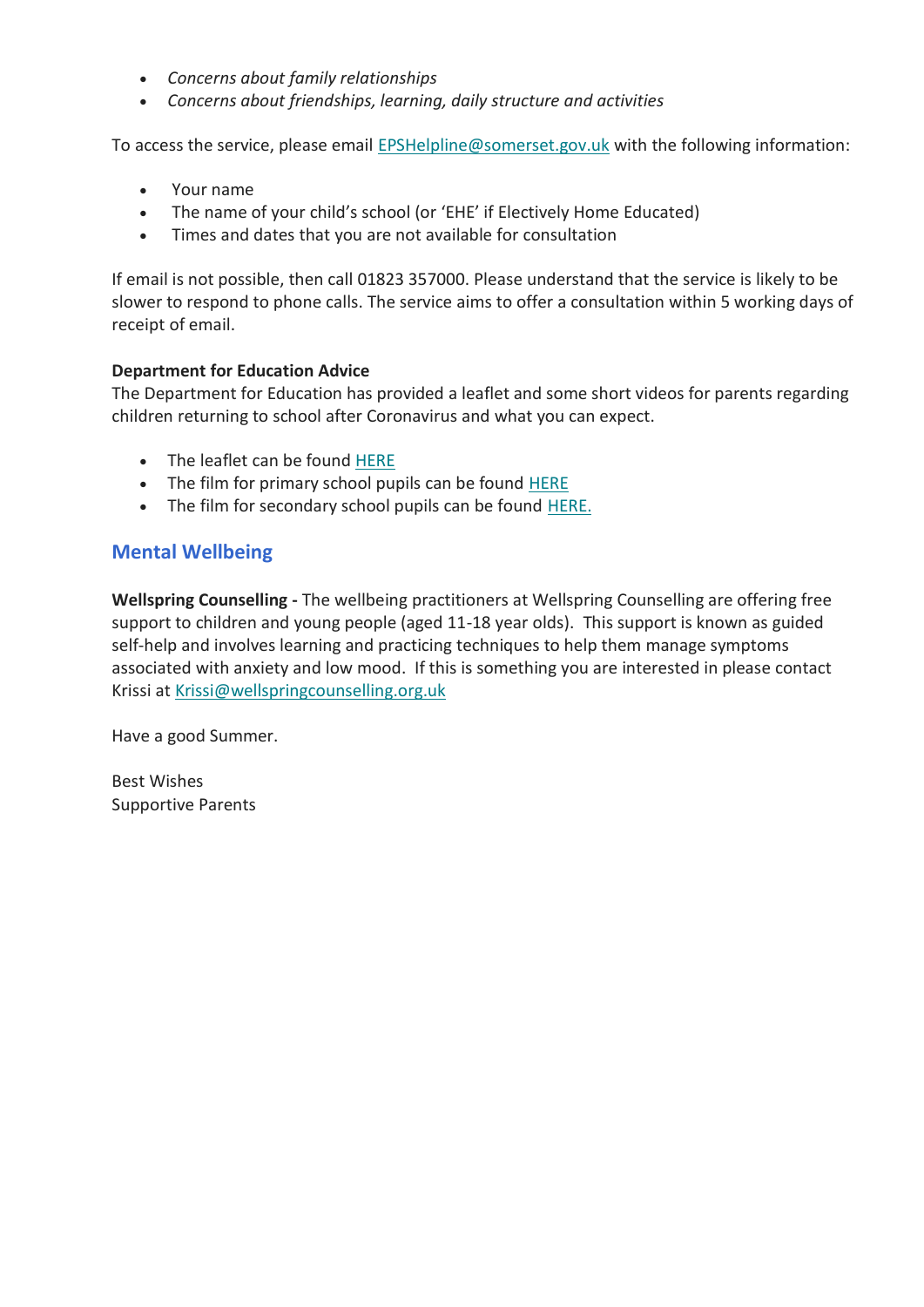- *Concerns about family relationships*
- *Concerns about friendships, learning, daily structure and activities*

To access the service, please email EPSHelpline@somerset.gov.uk with the following information:

- Your name
- The name of your child's school (or 'EHE' if Electively Home Educated)
- Times and dates that you are not available for consultation

If email is not possible, then call 01823 357000. Please understand that the service is likely to be slower to respond to phone calls. The service aims to offer a consultation within 5 working days of receipt of email.

**Department for Education Advice**
The Department for Education has provided a leaflet and some short videos for parents regarding children returning to school after Coronavirus and what you can expect.

- The leaflet can be found HERE
- The film for primary school pupils can be found HERE
- The film for secondary school pupils can be found HERE.

## Mental Wellbeing

**Wellspring Counselling -** The wellbeing practitioners at Wellspring Counselling are offering free support to children and young people (aged 11-18 year olds). This support is known as guided self-help and involves learning and practicing techniques to help them manage symptoms associated with anxiety and low mood. If this is something you are interested in please contact Krissi at Krissi@wellspringcounselling.org.uk

Have a good Summer.

Best Wishes
Supportive Parents